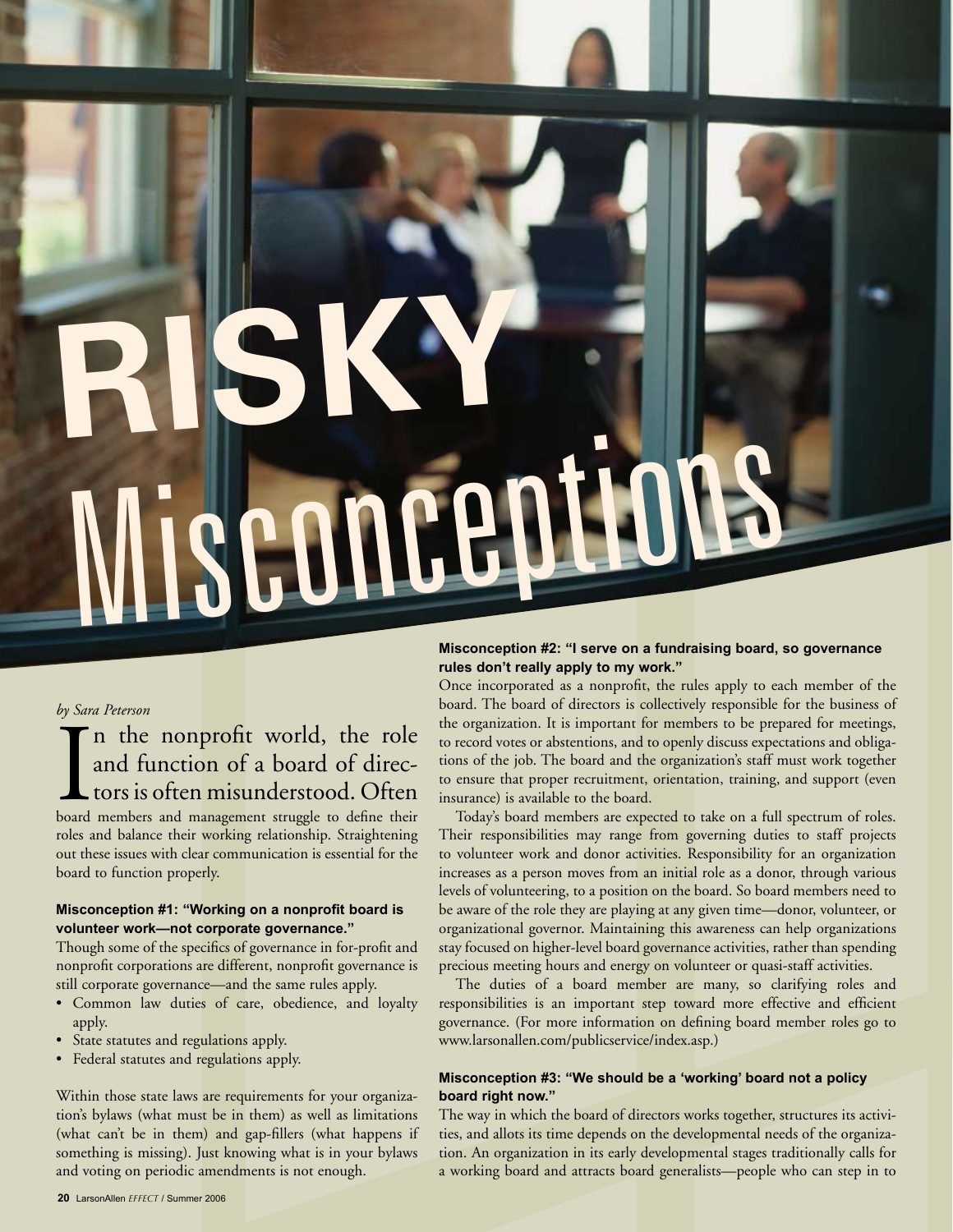# RISKY Misconceptions

*by Sara Peterson*

In the nonprofit world, the role and function of a board of directors is often misunderstood. Often board members and management struggle to define their roles and balance their working relationship. Straightening out these issues with clear communication is essential for the board to function properly.

### Misconception #1: "Working on a nonprofit board is volunteer work—not corporate governance."

Though some of the specifics of governance in for-profit and nonprofit corporations are different, nonprofit governance is still corporate governance—and the same rules apply.

- Common law duties of care, obedience, and loyalty apply.
- State statutes and regulations apply.
- Federal statutes and regulations apply.

Within those state laws are requirements for your organization's bylaws (what must be in them) as well as limitations (what can't be in them) and gap-fillers (what happens if something is missing). Just knowing what is in your bylaws and voting on periodic amendments is not enough.

### Misconception #2: "I serve on a fundraising board, so governance rules don't really apply to my work."

Once incorporated as a nonprofit, the rules apply to each member of the board. The board of directors is collectively responsible for the business of the organization. It is important for members to be prepared for meetings, to record votes or abstentions, and to openly discuss expectations and obligations of the job. The board and the organization's staff must work together to ensure that proper recruitment, orientation, training, and support (even insurance) is available to the board.

Today's board members are expected to take on a full spectrum of roles. Their responsibilities may range from governing duties to staff projects to volunteer work and donor activities. Responsibility for an organization increases as a person moves from an initial role as a donor, through various levels of volunteering, to a position on the board. So board members need to be aware of the role they are playing at any given time—donor, volunteer, or organizational governor. Maintaining this awareness can help organizations stay focused on higher-level board governance activities, rather than spending precious meeting hours and energy on volunteer or quasi-staff activities.

The duties of a board member are many, so clarifying roles and responsibilities is an important step toward more effective and efficient governance. (For more information on defining board member roles go to www.larsonallen.com/publicservice/index.asp.)

### Misconception #3: "We should be a 'working' board not a policy board right now."

The way in which the board of directors works together, structures its activities, and allots its time depends on the developmental needs of the organization. An organization in its early developmental stages traditionally calls for a working board and attracts board generalists—people who can step in to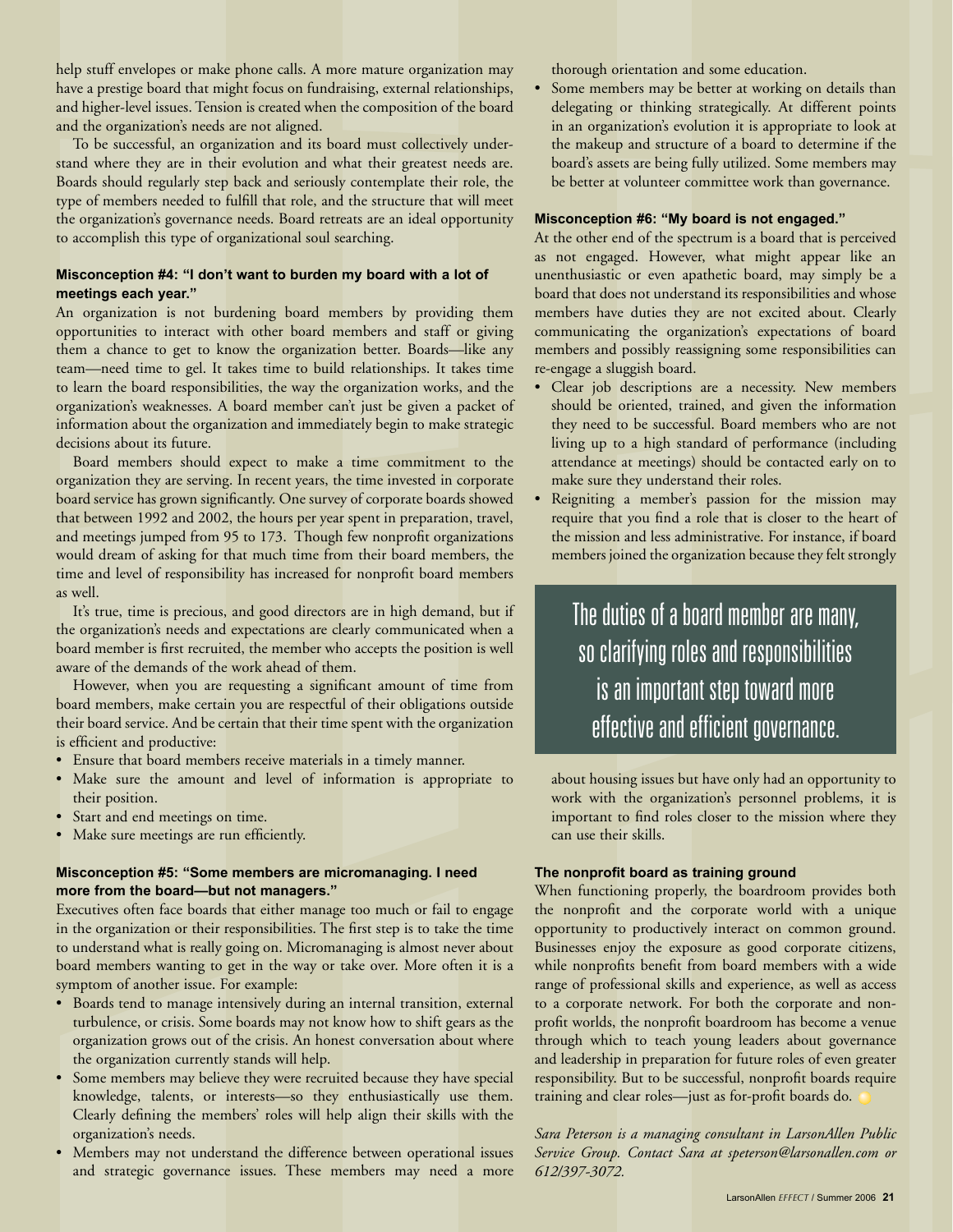help stuff envelopes or make phone calls. A more mature organization may have a prestige board that might focus on fundraising, external relationships, and higher-level issues. Tension is created when the composition of the board and the organization's needs are not aligned.

To be successful, an organization and its board must collectively understand where they are in their evolution and what their greatest needs are. Boards should regularly step back and seriously contemplate their role, the type of members needed to fulfill that role, and the structure that will meet the organization's governance needs. Board retreats are an ideal opportunity to accomplish this type of organizational soul searching.

### Misconception #4: "I don't want to burden my board with a lot of meetings each year."

An organization is not burdening board members by providing them opportunities to interact with other board members and staff or giving them a chance to get to know the organization better. Boards—like any team—need time to gel. It takes time to build relationships. It takes time to learn the board responsibilities, the way the organization works, and the organization's weaknesses. A board member can't just be given a packet of information about the organization and immediately begin to make strategic decisions about its future.

Board members should expect to make a time commitment to the organization they are serving. In recent years, the time invested in corporate board service has grown significantly. One survey of corporate boards showed that between 1992 and 2002, the hours per year spent in preparation, travel, and meetings jumped from 95 to 173. Though few nonprofit organizations would dream of asking for that much time from their board members, the time and level of responsibility has increased for nonprofit board members as well.

It's true, time is precious, and good directors are in high demand, but if the organization's needs and expectations are clearly communicated when a board member is first recruited, the member who accepts the position is well aware of the demands of the work ahead of them.

However, when you are requesting a significant amount of time from board members, make certain you are respectful of their obligations outside their board service. And be certain that their time spent with the organization is efficient and productive:

- Ensure that board members receive materials in a timely manner.
- Make sure the amount and level of information is appropriate to their position.
- Start and end meetings on time.
- Make sure meetings are run efficiently.

### Misconception #5: "Some members are micromanaging. I need more from the board—but not managers."

Executives often face boards that either manage too much or fail to engage in the organization or their responsibilities. The first step is to take the time to understand what is really going on. Micromanaging is almost never about board members wanting to get in the way or take over. More often it is a symptom of another issue. For example:

- Boards tend to manage intensively during an internal transition, external turbulence, or crisis. Some boards may not know how to shift gears as the organization grows out of the crisis. An honest conversation about where the organization currently stands will help.
- Some members may believe they were recruited because they have special knowledge, talents, or interests—so they enthusiastically use them. Clearly defining the members' roles will help align their skills with the organization's needs.
- Members may not understand the difference between operational issues and strategic governance issues. These members may need a more thorough orientation and some education.
- Some members may be better at working on details than delegating or thinking strategically. At different points in an organization's evolution it is appropriate to look at the makeup and structure of a board to determine if the board's assets are being fully utilized. Some members may be better at volunteer committee work than governance.

### Misconception #6: "My board is not engaged."

At the other end of the spectrum is a board that is perceived as not engaged. However, what might appear like an unenthusiastic or even apathetic board, may simply be a board that does not understand its responsibilities and whose members have duties they are not excited about. Clearly communicating the organization's expectations of board members and possibly reassigning some responsibilities can re-engage a sluggish board.

- Clear job descriptions are a necessity. New members should be oriented, trained, and given the information they need to be successful. Board members who are not living up to a high standard of performance (including attendance at meetings) should be contacted early on to make sure they understand their roles.
- Reigniting a member's passion for the mission may require that you find a role that is closer to the heart of the mission and less administrative. For instance, if board members joined the organization because they felt strongly about housing issues but have only had an opportunity to work with the organization's personnel problems, it is important to find roles closer to the mission where they can use their skills.

> The duties of a board member are many, so clarifying roles and responsibilities is an important step toward more effective and efficient governance.

### The nonprofit board as training ground

When functioning properly, the boardroom provides both the nonprofit and the corporate world with a unique opportunity to productively interact on common ground. Businesses enjoy the exposure as good corporate citizens, while nonprofits benefit from board members with a wide range of professional skills and experience, as well as access to a corporate network. For both the corporate and nonprofit worlds, the nonprofit boardroom has become a venue through which to teach young leaders about governance and leadership in preparation for future roles of even greater responsibility. But to be successful, nonprofit boards require training and clear roles—just as for-profit boards do.

*Sara Peterson is a managing consultant in LarsonAllen Public Service Group. Contact Sara at speterson@larsonallen.com or 612/397-3072.*